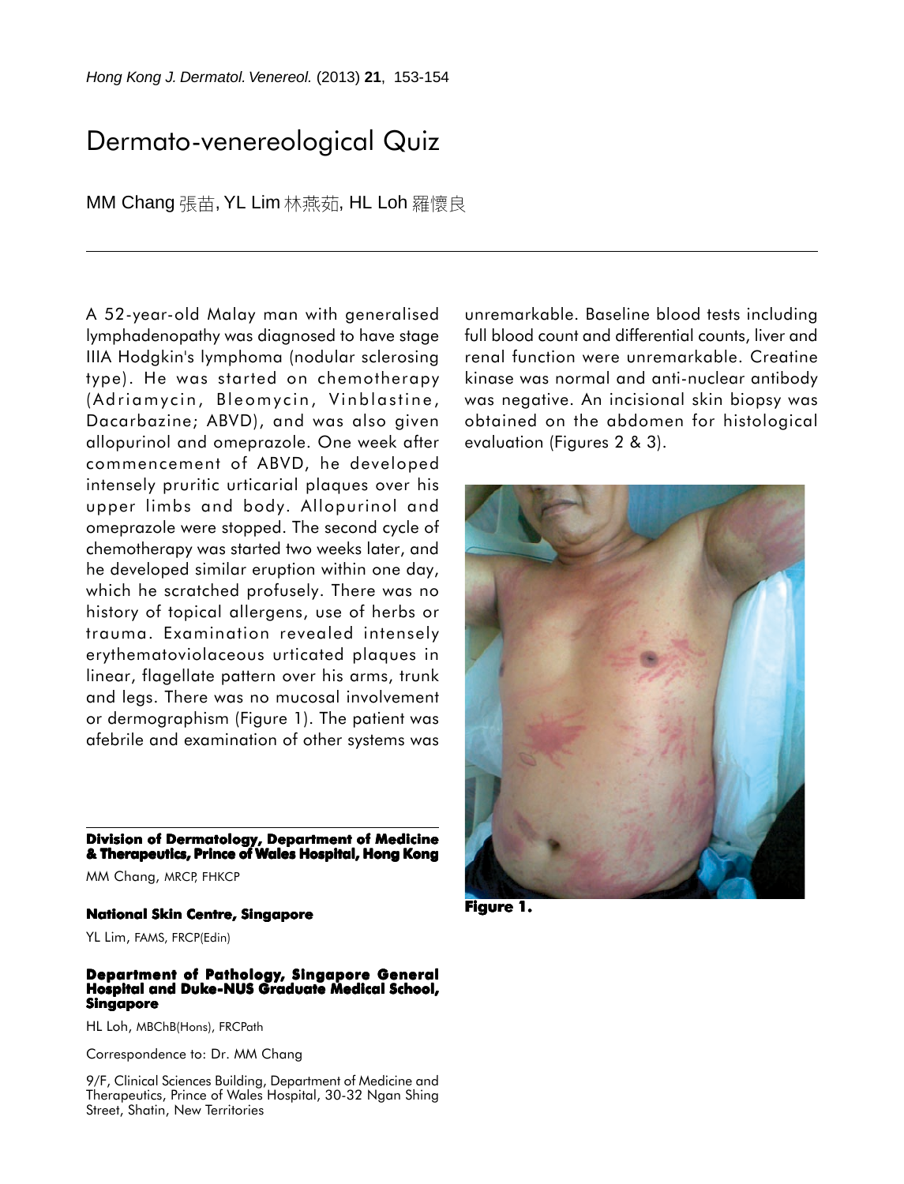# Dermato-venereological Quiz

MM Chang 張苗, YL Lim 林燕茹, HL Loh 羅懷良

A 52-year-old Malay man with generalised lymphadenopathy was diagnosed to have stage IIIA Hodgkin's lymphoma (nodular sclerosing type). He was started on chemotherapy (Adriamycin, Bleomycin, Vinblastine, Dacarbazine; ABVD), and was also given allopurinol and omeprazole. One week after commencement of ABVD, he developed intensely pruritic urticarial plaques over his upper limbs and body. Allopurinol and omeprazole were stopped. The second cycle of chemotherapy was started two weeks later, and he developed similar eruption within one day, which he scratched profusely. There was no history of topical allergens, use of herbs or trauma. Examination revealed intensely erythematoviolaceous urticated plaques in linear, flagellate pattern over his arms, trunk and legs. There was no mucosal involvement or dermographism (Figure 1). The patient was afebrile and examination of other systems was unremarkable. Baseline blood tests including full blood count and differential counts, liver and renal function were unremarkable. Creatine kinase was normal and anti-nuclear antibody was negative. An incisional skin biopsy was obtained on the abdomen for histological evaluation (Figures 2 & 3).

**Figure 1.**

**Division of Dermatology, Department of Medicine & Therapeutics, Prince of Wales Hospital, Hong Kong**

MM Chang, MRCP, FHKCP

**National Skin Centre, Singapore**

YL Lim, FAMS, FRCP(Edin)

**Department of Pathology, Singapore General Hospital and Duke-NUS Graduate Medical School, Singapore**

HL Loh, MBChB(Hons), FRCPath

Correspondence to: Dr. MM Chang

9/F, Clinical Sciences Building, Department of Medicine and Therapeutics, Prince of Wales Hospital, 30-32 Ngan Shing Street, Shatin, New Territories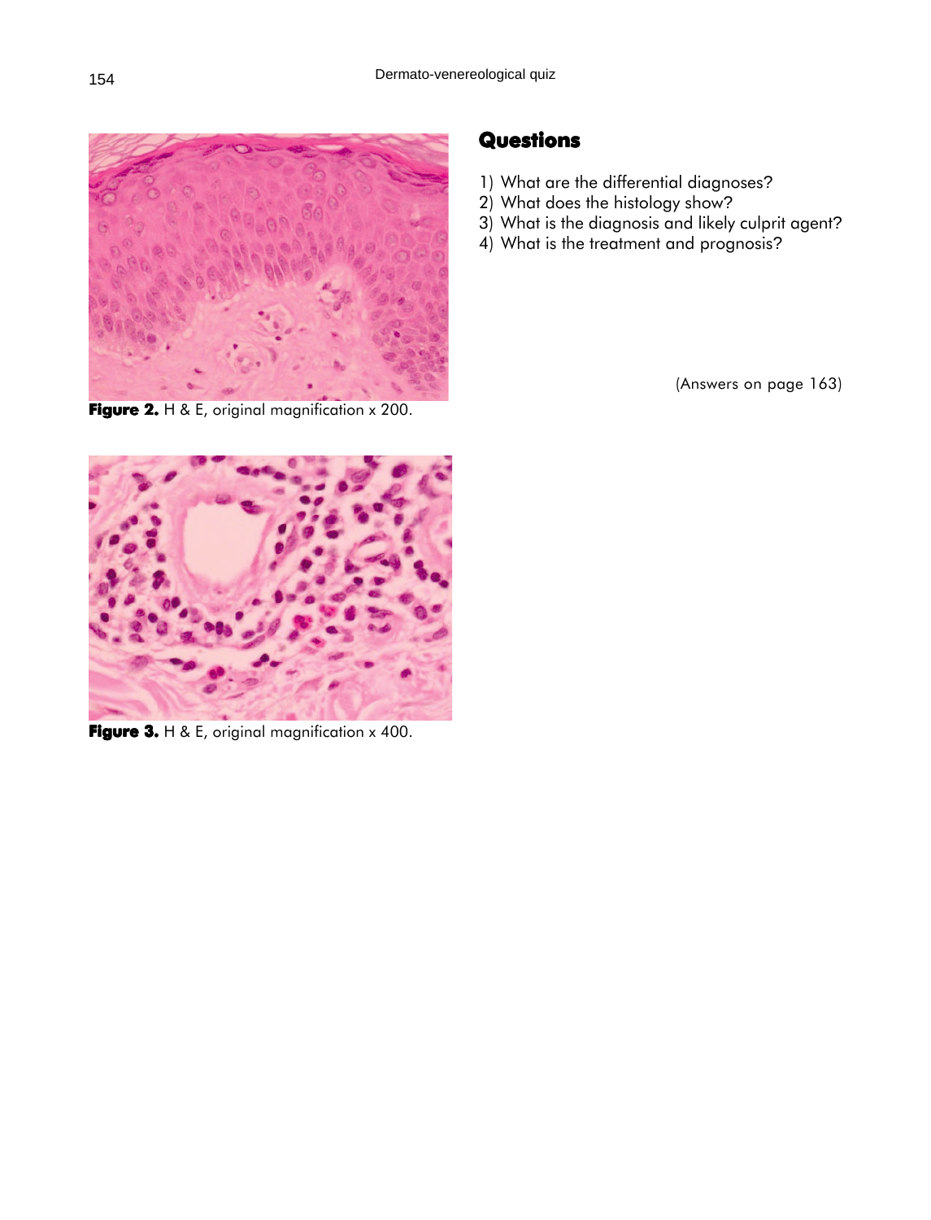Figure 2. H & E, original magnification x 200.

Figure 3. H & E, original magnification x 400.

## Questions

1) What are the differential diagnoses?
2) What does the histology show?
3) What is the diagnosis and likely culprit agent?
4) What is the treatment and prognosis?

(Answers on page 163)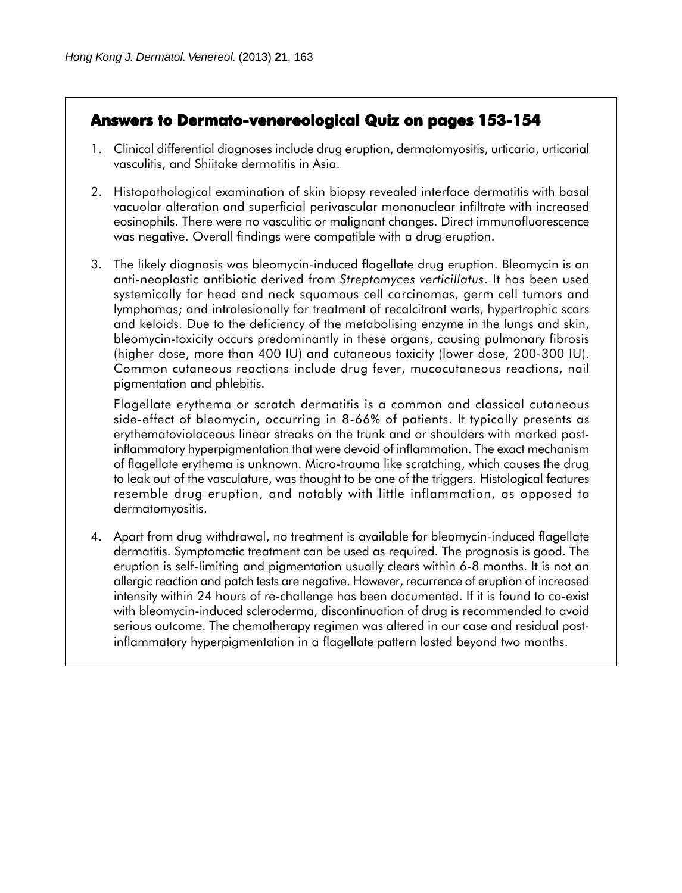## Answers to Dermato-venereological Quiz on pages 153-154

1. Clinical differential diagnoses include drug eruption, dermatomyositis, urticaria, urticarial vasculitis, and Shiitake dermatitis in Asia.

2. Histopathological examination of skin biopsy revealed interface dermatitis with basal vacuolar alteration and superficial perivascular mononuclear infiltrate with increased eosinophils. There were no vasculitic or malignant changes. Direct immunofluorescence was negative. Overall findings were compatible with a drug eruption.

3. The likely diagnosis was bleomycin-induced flagellate drug eruption. Bleomycin is an anti-neoplastic antibiotic derived from *Streptomyces verticillatus*. It has been used systemically for head and neck squamous cell carcinomas, germ cell tumors and lymphomas; and intralesionally for treatment of recalcitrant warts, hypertrophic scars and keloids. Due to the deficiency of the metabolising enzyme in the lungs and skin, bleomycin-toxicity occurs predominantly in these organs, causing pulmonary fibrosis (higher dose, more than 400 IU) and cutaneous toxicity (lower dose, 200-300 IU). Common cutaneous reactions include drug fever, mucocutaneous reactions, nail pigmentation and phlebitis.

   Flagellate erythema or scratch dermatitis is a common and classical cutaneous side-effect of bleomycin, occurring in 8-66% of patients. It typically presents as erythematoviolaceous linear streaks on the trunk and or shoulders with marked post-inflammatory hyperpigmentation that were devoid of inflammation. The exact mechanism of flagellate erythema is unknown. Micro-trauma like scratching, which causes the drug to leak out of the vasculature, was thought to be one of the triggers. Histological features resemble drug eruption, and notably with little inflammation, as opposed to dermatomyositis.

4. Apart from drug withdrawal, no treatment is available for bleomycin-induced flagellate dermatitis. Symptomatic treatment can be used as required. The prognosis is good. The eruption is self-limiting and pigmentation usually clears within 6-8 months. It is not an allergic reaction and patch tests are negative. However, recurrence of eruption of increased intensity within 24 hours of re-challenge has been documented. If it is found to co-exist with bleomycin-induced scleroderma, discontinuation of drug is recommended to avoid serious outcome. The chemotherapy regimen was altered in our case and residual post-inflammatory hyperpigmentation in a flagellate pattern lasted beyond two months.